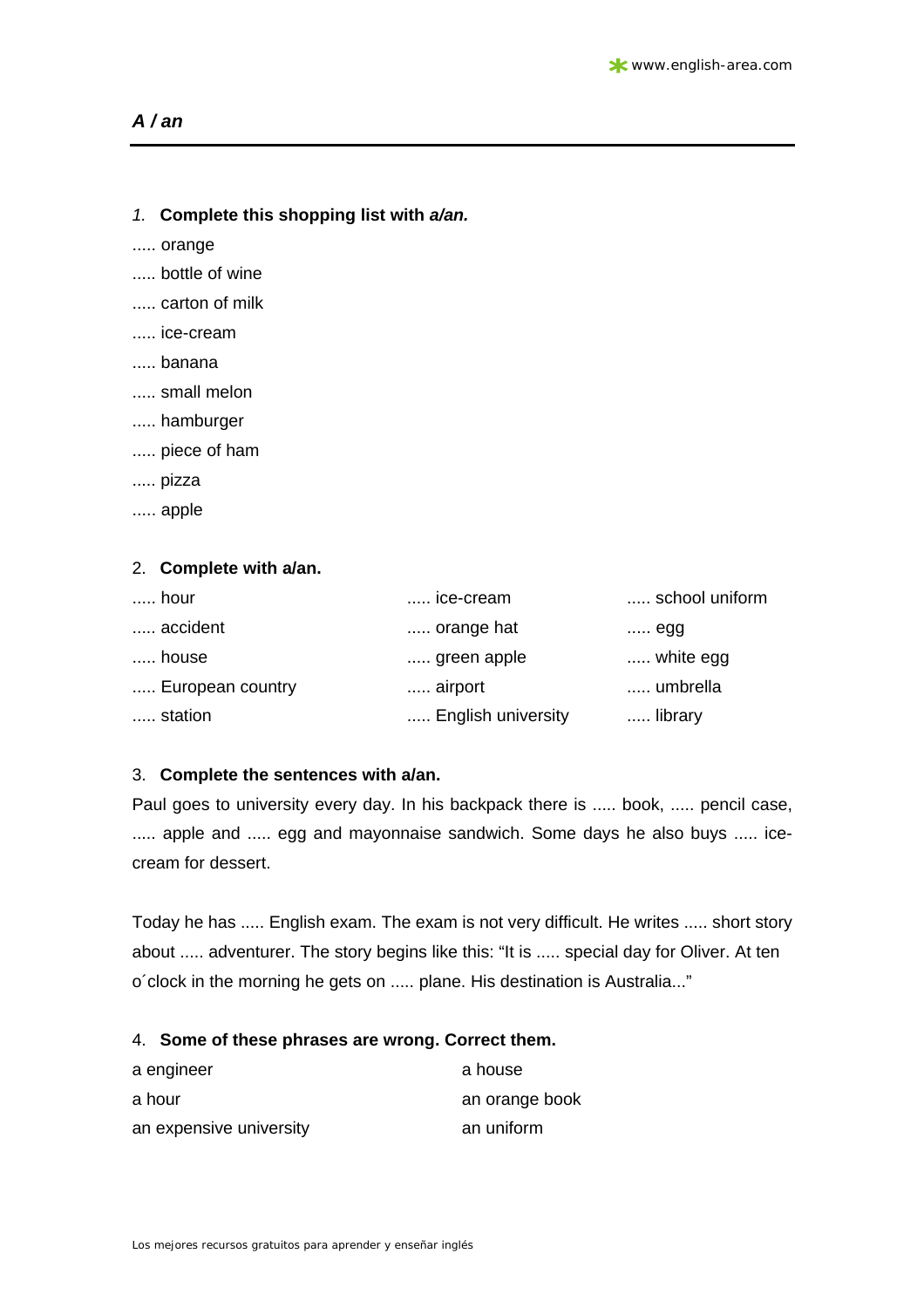## *A / an*

1. **Complete this shopping list with *a/an.***

..... orange
..... bottle of wine
..... carton of milk
..... ice-cream
..... banana
..... small melon
..... hamburger
..... piece of ham
..... pizza
..... apple

2. **Complete with a/an.**

..... hour
..... accident
..... house
..... European country
..... station

..... ice-cream
..... orange hat
..... green apple
..... airport
..... English university

..... school uniform
..... egg
..... white egg
..... umbrella
..... library

3. **Complete the sentences with a/an.**

Paul goes to university every day. In his backpack there is ..... book, ..... pencil case, ..... apple and ..... egg and mayonnaise sandwich. Some days he also buys ..... ice-cream for dessert.

Today he has ..... English exam. The exam is not very difficult. He writes ..... short story about ..... adventurer. The story begins like this: "It is ..... special day for Oliver. At ten o´clock in the morning he gets on ..... plane. His destination is Australia..."

4. **Some of these phrases are wrong. Correct them.**

a engineer
a hour
an expensive university

a house
an orange book
an uniform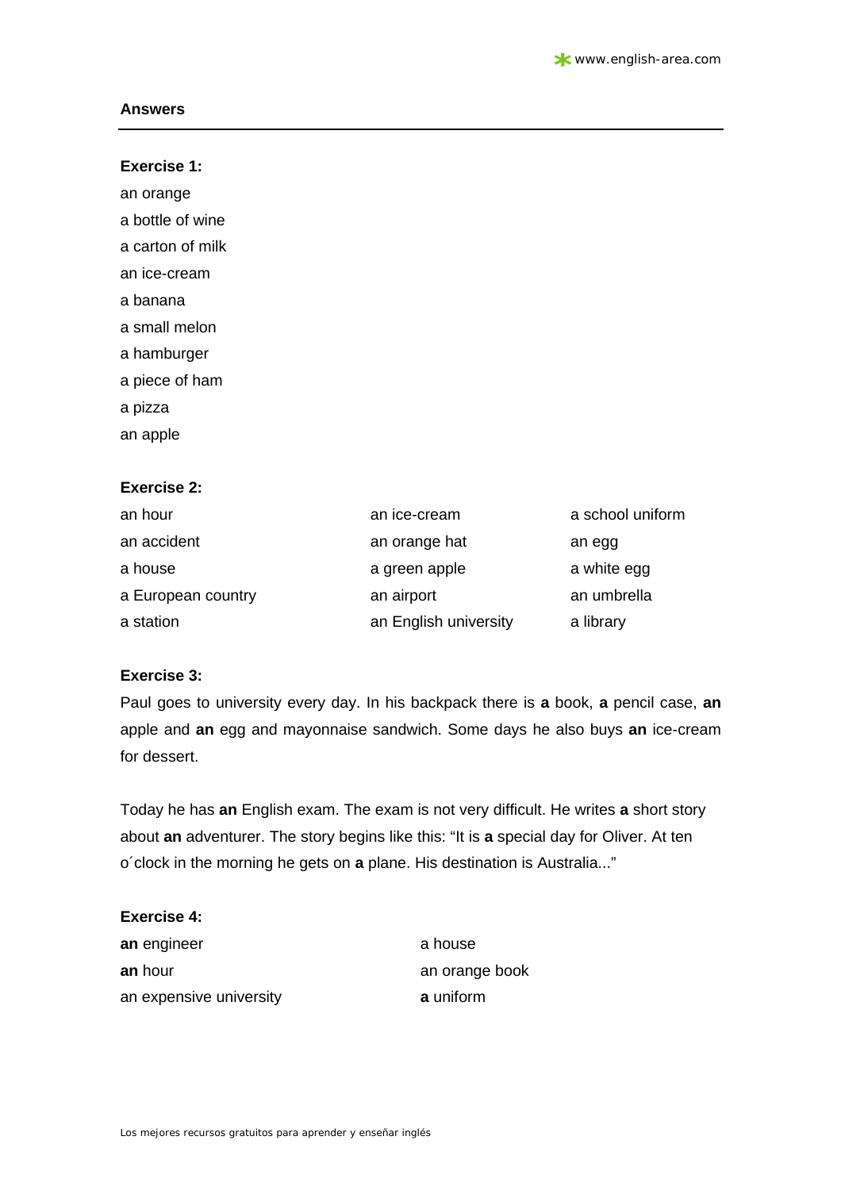## Answers

**Exercise 1:**

an orange
a bottle of wine
a carton of milk
an ice-cream
a banana
a small melon
a hamburger
a piece of ham
a pizza
an apple

**Exercise 2:**

| | | |
|---|---|---|
| an hour | an ice-cream | a school uniform |
| an accident | an orange hat | an egg |
| a house | a green apple | a white egg |
| a European country | an airport | an umbrella |
| a station | an English university | a library |

**Exercise 3:**

Paul goes to university every day. In his backpack there is **a** book, **a** pencil case, **an** apple and **an** egg and mayonnaise sandwich. Some days he also buys **an** ice-cream for dessert.

Today he has **an** English exam. The exam is not very difficult. He writes **a** short story about **an** adventurer. The story begins like this: "It is **a** special day for Oliver. At ten o´clock in the morning he gets on **a** plane. His destination is Australia..."

**Exercise 4:**

| | |
|---|---|
| **an** engineer | a house |
| **an** hour | an orange book |
| an expensive university | **a** uniform |

Los mejores recursos gratuitos para aprender y enseñar inglés